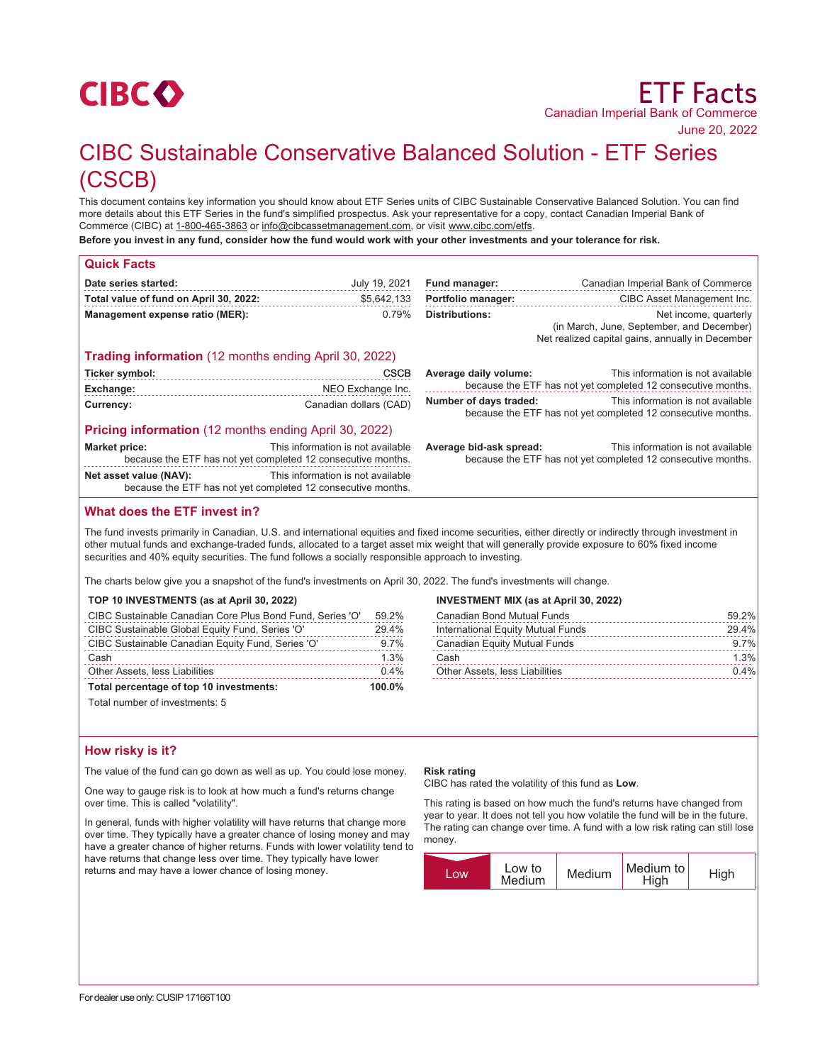CIBC

# ETF Facts

Canadian Imperial Bank of Commerce

June 20, 2022

# CIBC Sustainable Conservative Balanced Solution - ETF Series (CSCB)

This document contains key information you should know about ETF Series units of CIBC Sustainable Conservative Balanced Solution. You can find more details about this ETF Series in the fund's simplified prospectus. Ask your representative for a copy, contact Canadian Imperial Bank of Commerce (CIBC) at 1-800-465-3863 or info@cibcassetmanagement.com, or visit www.cibc.com/etfs.

**Before you invest in any fund, consider how the fund would work with your other investments and your tolerance for risk.**

## Quick Facts

| | |
|---|---|
| **Date series started:** | July 19, 2021 |
| **Total value of fund on April 30, 2022:** | $5,642,133 |
| **Management expense ratio (MER):** | 0.79% |
| **Fund manager:** | Canadian Imperial Bank of Commerce |
| **Portfolio manager:** | CIBC Asset Management Inc. |
| **Distributions:** | Net income, quarterly (in March, June, September, and December) Net realized capital gains, annually in December |

### Trading information (12 months ending April 30, 2022)

| | |
|---|---|
| **Ticker symbol:** | CSCB |
| **Exchange:** | NEO Exchange Inc. |
| **Currency:** | Canadian dollars (CAD) |
| **Average daily volume:** | This information is not available because the ETF has not yet completed 12 consecutive months. |
| **Number of days traded:** | This information is not available because the ETF has not yet completed 12 consecutive months. |

### Pricing information (12 months ending April 30, 2022)

| | |
|---|---|
| **Market price:** | This information is not available because the ETF has not yet completed 12 consecutive months. |
| **Net asset value (NAV):** | This information is not available because the ETF has not yet completed 12 consecutive months. |
| **Average bid-ask spread:** | This information is not available because the ETF has not yet completed 12 consecutive months. |

## What does the ETF invest in?

The fund invests primarily in Canadian, U.S. and international equities and fixed income securities, either directly or indirectly through investment in other mutual funds and exchange-traded funds, allocated to a target asset mix weight that will generally provide exposure to 60% fixed income securities and 40% equity securities. The fund follows a socially responsible approach to investing.

The charts below give you a snapshot of the fund's investments on April 30, 2022. The fund's investments will change.

**TOP 10 INVESTMENTS (as at April 30, 2022)**

| | |
|---|---|
| CIBC Sustainable Canadian Core Plus Bond Fund, Series 'O' | 59.2% |
| CIBC Sustainable Global Equity Fund, Series 'O' | 29.4% |
| CIBC Sustainable Canadian Equity Fund, Series 'O' | 9.7% |
| Cash | 1.3% |
| Other Assets, less Liabilities | 0.4% |
| **Total percentage of top 10 investments:** | **100.0%** |

Total number of investments: 5

**INVESTMENT MIX (as at April 30, 2022)**

| | |
|---|---|
| Canadian Bond Mutual Funds | 59.2% |
| International Equity Mutual Funds | 29.4% |
| Canadian Equity Mutual Funds | 9.7% |
| Cash | 1.3% |
| Other Assets, less Liabilities | 0.4% |

## How risky is it?

The value of the fund can go down as well as up. You could lose money.

One way to gauge risk is to look at how much a fund's returns change over time. This is called "volatility".

In general, funds with higher volatility will have returns that change more over time. They typically have a greater chance of losing money and may have a greater chance of higher returns. Funds with lower volatility tend to have returns that change less over time. They typically have lower returns and may have a lower chance of losing money.

**Risk rating**

CIBC has rated the volatility of this fund as **Low**.

This rating is based on how much the fund's returns have changed from year to year. It does not tell you how volatile the fund will be in the future. The rating can change over time. A fund with a low risk rating can still lose money.

| **Low** (selected) | Low to Medium | Medium | Medium to High | High |
|---|---|---|---|---|

For dealer use only: CUSIP 17166T100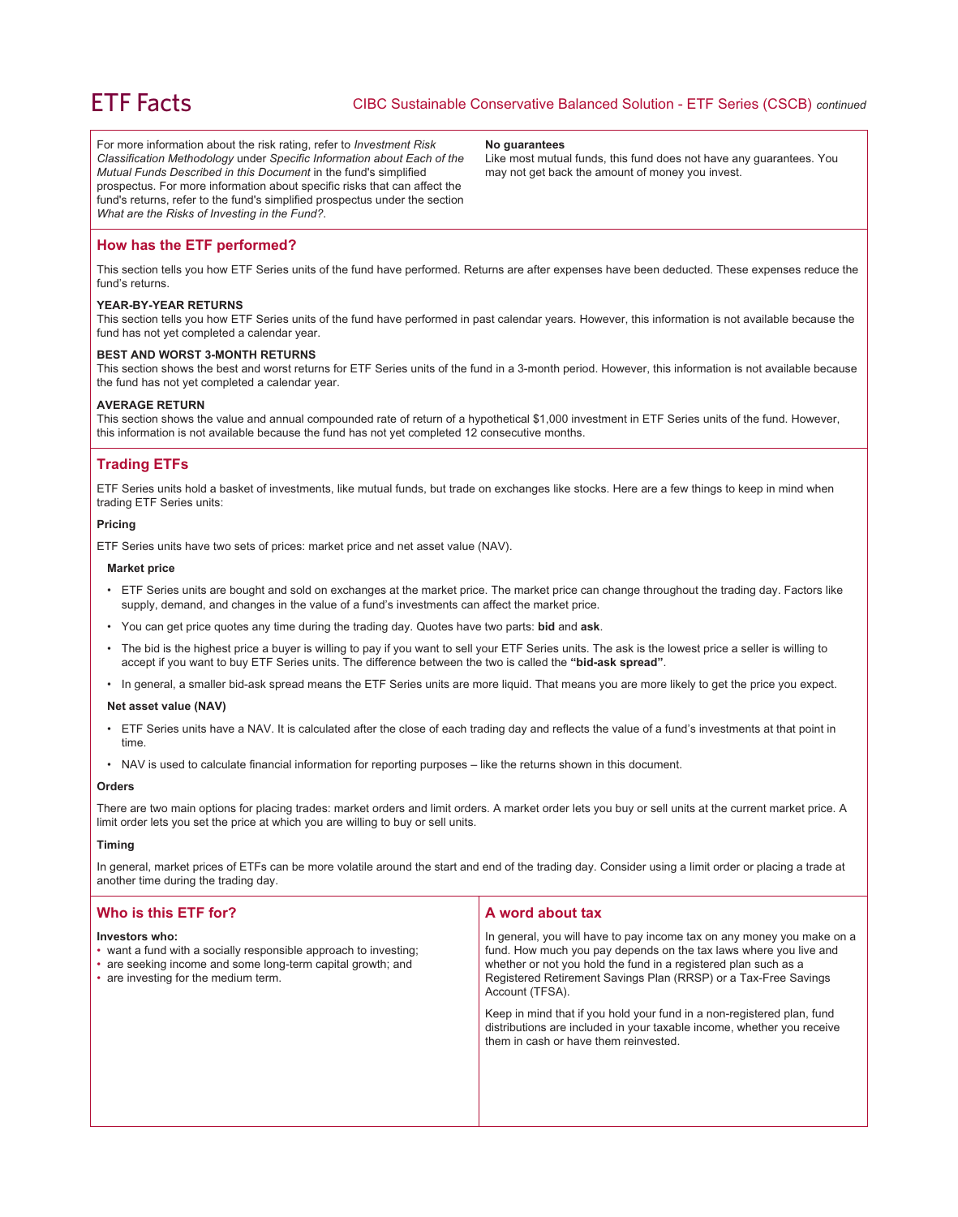For more information about the risk rating, refer to *Investment Risk Classification Methodology* under *Specific Information about Each of the Mutual Funds Described in this Document* in the fund's simplified prospectus. For more information about specific risks that can affect the fund's returns, refer to the fund's simplified prospectus under the section *What are the Risks of Investing in the Fund?*.

**No guarantees**

Like most mutual funds, this fund does not have any guarantees. You may not get back the amount of money you invest.

## How has the ETF performed?

This section tells you how ETF Series units of the fund have performed. Returns are after expenses have been deducted. These expenses reduce the fund's returns.

**YEAR-BY-YEAR RETURNS**

This section tells you how ETF Series units of the fund have performed in past calendar years. However, this information is not available because the fund has not yet completed a calendar year.

**BEST AND WORST 3-MONTH RETURNS**

This section shows the best and worst returns for ETF Series units of the fund in a 3-month period. However, this information is not available because the fund has not yet completed a calendar year.

**AVERAGE RETURN**

This section shows the value and annual compounded rate of return of a hypothetical $1,000 investment in ETF Series units of the fund. However, this information is not available because the fund has not yet completed 12 consecutive months.

## Trading ETFs

ETF Series units hold a basket of investments, like mutual funds, but trade on exchanges like stocks. Here are a few things to keep in mind when trading ETF Series units:

**Pricing**

ETF Series units have two sets of prices: market price and net asset value (NAV).

**Market price**

- ETF Series units are bought and sold on exchanges at the market price. The market price can change throughout the trading day. Factors like supply, demand, and changes in the value of a fund's investments can affect the market price.
- You can get price quotes any time during the trading day. Quotes have two parts: **bid** and **ask**.
- The bid is the highest price a buyer is willing to pay if you want to sell your ETF Series units. The ask is the lowest price a seller is willing to accept if you want to buy ETF Series units. The difference between the two is called the **"bid-ask spread"**.
- In general, a smaller bid-ask spread means the ETF Series units are more liquid. That means you are more likely to get the price you expect.

**Net asset value (NAV)**

- ETF Series units have a NAV. It is calculated after the close of each trading day and reflects the value of a fund's investments at that point in time.
- NAV is used to calculate financial information for reporting purposes – like the returns shown in this document.

**Orders**

There are two main options for placing trades: market orders and limit orders. A market order lets you buy or sell units at the current market price. A limit order lets you set the price at which you are willing to buy or sell units.

**Timing**

In general, market prices of ETFs can be more volatile around the start and end of the trading day. Consider using a limit order or placing a trade at another time during the trading day.

## Who is this ETF for?

**Investors who:**

- want a fund with a socially responsible approach to investing;
- are seeking income and some long-term capital growth; and
- are investing for the medium term.

## A word about tax

In general, you will have to pay income tax on any money you make on a fund. How much you pay depends on the tax laws where you live and whether or not you hold the fund in a registered plan such as a Registered Retirement Savings Plan (RRSP) or a Tax-Free Savings Account (TFSA).

Keep in mind that if you hold your fund in a non-registered plan, fund distributions are included in your taxable income, whether you receive them in cash or have them reinvested.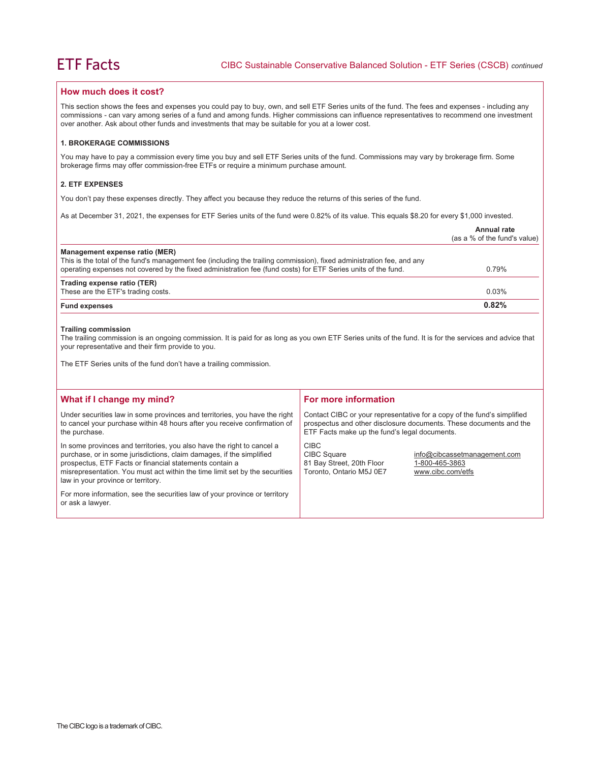## How much does it cost?

This section shows the fees and expenses you could pay to buy, own, and sell ETF Series units of the fund. The fees and expenses - including any commissions - can vary among series of a fund and among funds. Higher commissions can influence representatives to recommend one investment over another. Ask about other funds and investments that may be suitable for you at a lower cost.

### 1. BROKERAGE COMMISSIONS

You may have to pay a commission every time you buy and sell ETF Series units of the fund. Commissions may vary by brokerage firm. Some brokerage firms may offer commission-free ETFs or require a minimum purchase amount.

### 2. ETF EXPENSES

You don't pay these expenses directly. They affect you because they reduce the returns of this series of the fund.

As at December 31, 2021, the expenses for ETF Series units of the fund were 0.82% of its value. This equals $8.20 for every $1,000 invested.

| | **Annual rate** (as a % of the fund's value) |
|---|---|
| **Management expense ratio (MER)** This is the total of the fund's management fee (including the trailing commission), fixed administration fee, and any operating expenses not covered by the fixed administration fee (fund costs) for ETF Series units of the fund. | 0.79% |
| **Trading expense ratio (TER)** These are the ETF's trading costs. | 0.03% |
| **Fund expenses** | **0.82%** |

**Trailing commission**

The trailing commission is an ongoing commission. It is paid for as long as you own ETF Series units of the fund. It is for the services and advice that your representative and their firm provide to you.

The ETF Series units of the fund don't have a trailing commission.

## What if I change my mind?

Under securities law in some provinces and territories, you have the right to cancel your purchase within 48 hours after you receive confirmation of the purchase.

In some provinces and territories, you also have the right to cancel a purchase, or in some jurisdictions, claim damages, if the simplified prospectus, ETF Facts or financial statements contain a misrepresentation. You must act within the time limit set by the securities law in your province or territory.

For more information, see the securities law of your province or territory or ask a lawyer.

## For more information

Contact CIBC or your representative for a copy of the fund's simplified prospectus and other disclosure documents. These documents and the ETF Facts make up the fund's legal documents.

CIBC
CIBC Square
81 Bay Street, 20th Floor
Toronto, Ontario M5J 0E7

info@cibcassetmanagement.com
1-800-465-3863
www.cibc.com/etfs

The CIBC logo is a trademark of CIBC.